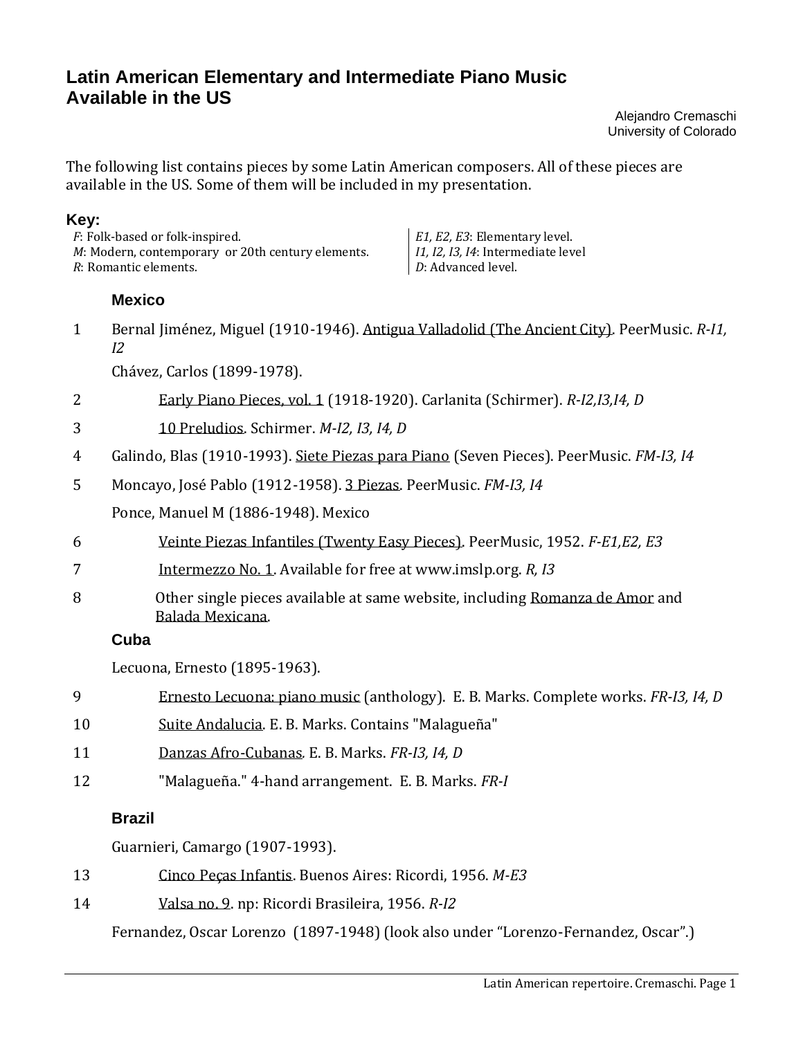# Latin American Elementary and Intermediate Piano Music Available in the US

Alejandro Cremaschi
University of Colorado

The following list contains pieces by some Latin American composers. All of these pieces are available in the US. Some of them will be included in my presentation.

**Key:**

*F*: Folk-based or folk-inspired.
*M*: Modern, contemporary or 20th century elements.
*R*: Romantic elements.

*E1, E2, E3*: Elementary level.
*I1, I2, I3, I4*: Intermediate level
*D*: Advanced level.

### Mexico

1 Bernal Jiménez, Miguel (1910-1946). Antigua Valladolid (The Ancient City). PeerMusic. *R-I1, I2*

Chávez, Carlos (1899-1978).

2 Early Piano Pieces, vol. 1 (1918-1920). Carlanita (Schirmer). *R-I2,I3,I4, D*

3 10 Preludios. Schirmer. *M-I2, I3, I4, D*

4 Galindo, Blas (1910-1993). Siete Piezas para Piano (Seven Pieces). PeerMusic. *FM-I3, I4*

5 Moncayo, José Pablo (1912-1958). 3 Piezas. PeerMusic. *FM-I3, I4*

Ponce, Manuel M (1886-1948). Mexico

6 Veinte Piezas Infantiles (Twenty Easy Pieces). PeerMusic, 1952. *F-E1,E2, E3*

7 Intermezzo No. 1. Available for free at www.imslp.org. *R, I3*

8 Other single pieces available at same website, including Romanza de Amor and Balada Mexicana.

### Cuba

Lecuona, Ernesto (1895-1963).

9 Ernesto Lecuona: piano music (anthology). E. B. Marks. Complete works. *FR-I3, I4, D*

10 Suite Andalucia. E. B. Marks. Contains "Malagueña"

11 Danzas Afro-Cubanas. E. B. Marks. *FR-I3, I4, D*

12 "Malagueña." 4-hand arrangement. E. B. Marks. *FR-I*

### Brazil

Guarnieri, Camargo (1907-1993).

13 Cinco Peças Infantis. Buenos Aires: Ricordi, 1956. *M-E3*

14 Valsa no. 9. np: Ricordi Brasileira, 1956. *R-I2*

Fernandez, Oscar Lorenzo (1897-1948) (look also under "Lorenzo-Fernandez, Oscar".)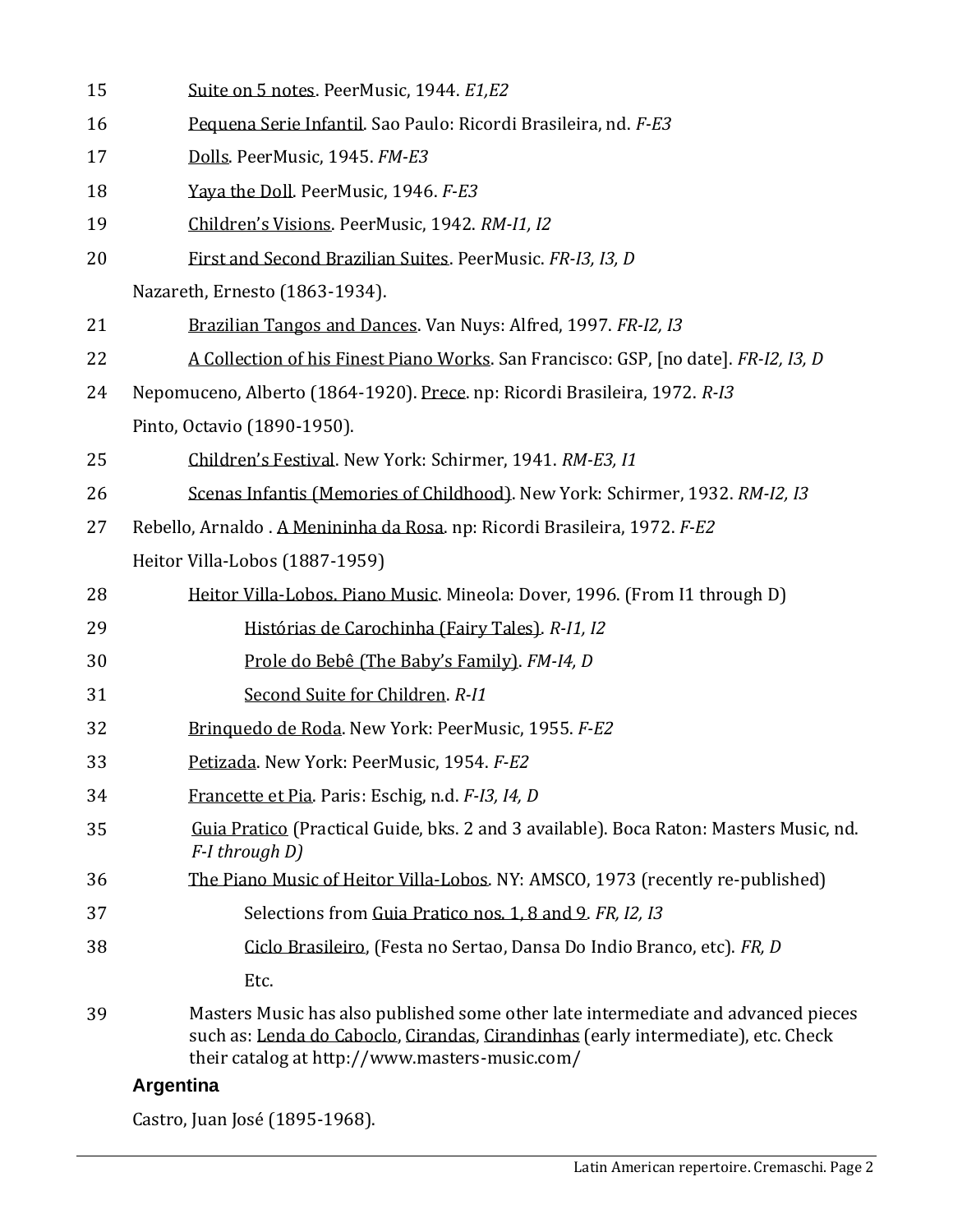15 Suite on 5 notes. PeerMusic, 1944. *E1,E2*

16 Pequena Serie Infantil. Sao Paulo: Ricordi Brasileira, nd. *F-E3*

17 Dolls. PeerMusic, 1945. *FM-E3*

18 Yaya the Doll. PeerMusic, 1946. *F-E3*

19 Children's Visions. PeerMusic, 1942. *RM-I1, I2*

20 First and Second Brazilian Suites. PeerMusic. *FR-I3, I3, D*

Nazareth, Ernesto (1863-1934).

21 Brazilian Tangos and Dances. Van Nuys: Alfred, 1997. *FR-I2, I3*

22 A Collection of his Finest Piano Works. San Francisco: GSP, [no date]. *FR-I2, I3, D*

24 Nepomuceno, Alberto (1864-1920). Prece. np: Ricordi Brasileira, 1972. *R-I3*

Pinto, Octavio (1890-1950).

25 Children's Festival. New York: Schirmer, 1941. *RM-E3, I1*

26 Scenas Infantis (Memories of Childhood). New York: Schirmer, 1932. *RM-I2, I3*

27 Rebello, Arnaldo . A Menininha da Rosa. np: Ricordi Brasileira, 1972. *F-E2*

Heitor Villa-Lobos (1887-1959)

28 Heitor Villa-Lobos. Piano Music. Mineola: Dover, 1996. (From I1 through D)

29 Histórias de Carochinha (Fairy Tales). *R-I1, I2*

30 Prole do Bebê (The Baby's Family). *FM-I4, D*

31 Second Suite for Children. *R-I1*

32 Brinquedo de Roda. New York: PeerMusic, 1955. *F-E2*

33 Petizada. New York: PeerMusic, 1954. *F-E2*

34 Francette et Pia. Paris: Eschig, n.d. *F-I3, I4, D*

35 Guia Pratico (Practical Guide, bks. 2 and 3 available). Boca Raton: Masters Music, nd. *F-I through D)*

36 The Piano Music of Heitor Villa-Lobos. NY: AMSCO, 1973 (recently re-published)

37 Selections from Guia Pratico nos. 1, 8 and 9. *FR, I2, I3*

38 Ciclo Brasileiro, (Festa no Sertao, Dansa Do Indio Branco, etc). *FR, D*

Etc.

39 Masters Music has also published some other late intermediate and advanced pieces such as: Lenda do Caboclo, Cirandas, Cirandinhas (early intermediate), etc. Check their catalog at http://www.masters-music.com/

## Argentina

Castro, Juan José (1895-1968).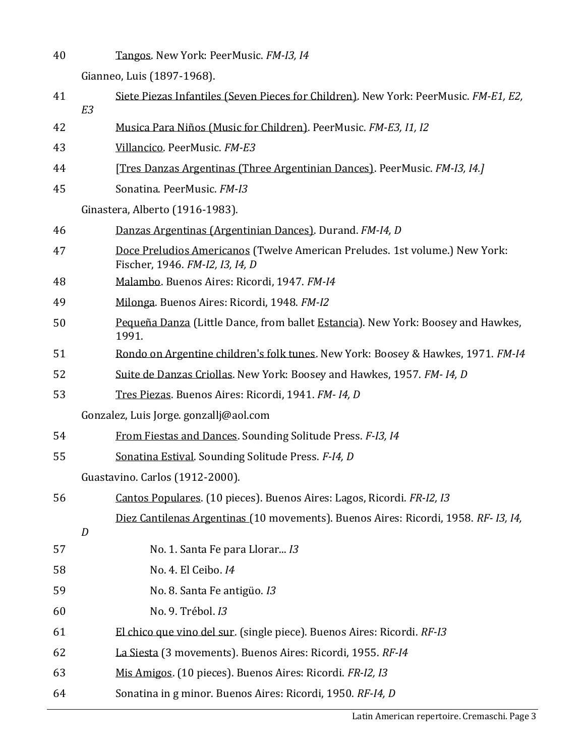40 Tangos. New York: PeerMusic. *FM-I3, I4*

Gianneo, Luis (1897-1968).

41 Siete Piezas Infantiles (Seven Pieces for Children). New York: PeerMusic. *FM-E1, E2, E3*

42 Musica Para Niños (Music for Children). PeerMusic. *FM-E3, I1, I2*

43 Villancico. PeerMusic. *FM-E3*

44 [Tres Danzas Argentinas (Three Argentinian Dances). PeerMusic. *FM-I3, I4.]*

45 Sonatina. PeerMusic. *FM-I3*

Ginastera, Alberto (1916-1983).

46 Danzas Argentinas (Argentinian Dances). Durand. *FM-I4, D*

47 Doce Preludios Americanos (Twelve American Preludes. 1st volume.) New York: Fischer, 1946. *FM-I2, I3, I4, D*

48 Malambo. Buenos Aires: Ricordi, 1947. *FM-I4*

49 Milonga. Buenos Aires: Ricordi, 1948. *FM-I2*

50 Pequeña Danza (Little Dance, from ballet Estancia). New York: Boosey and Hawkes, 1991.

51 Rondo on Argentine children's folk tunes. New York: Boosey & Hawkes, 1971. *FM-I4*

52 Suite de Danzas Criollas. New York: Boosey and Hawkes, 1957. *FM- I4, D*

53 Tres Piezas. Buenos Aires: Ricordi, 1941. *FM- I4, D*

Gonzalez, Luis Jorge. gonzallj@aol.com

54 From Fiestas and Dances. Sounding Solitude Press. *F-I3, I4*

55 Sonatina Estival. Sounding Solitude Press. *F-I4, D*

Guastavino. Carlos (1912-2000).

56 Cantos Populares. (10 pieces). Buenos Aires: Lagos, Ricordi. *FR-I2, I3*

Diez Cantilenas Argentinas (10 movements). Buenos Aires: Ricordi, 1958. *RF- I3, I4, D*

57 No. 1. Santa Fe para Llorar... *I3*

58 No. 4. El Ceibo. *I4*

59 No. 8. Santa Fe antigüo. *I3*

60 No. 9. Trébol. *I3*

61 El chico que vino del sur. (single piece). Buenos Aires: Ricordi. *RF-I3*

62 La Siesta (3 movements). Buenos Aires: Ricordi, 1955. *RF-I4*

63 Mis Amigos. (10 pieces). Buenos Aires: Ricordi. *FR-I2, I3*

64 Sonatina in g minor. Buenos Aires: Ricordi, 1950. *RF-I4, D*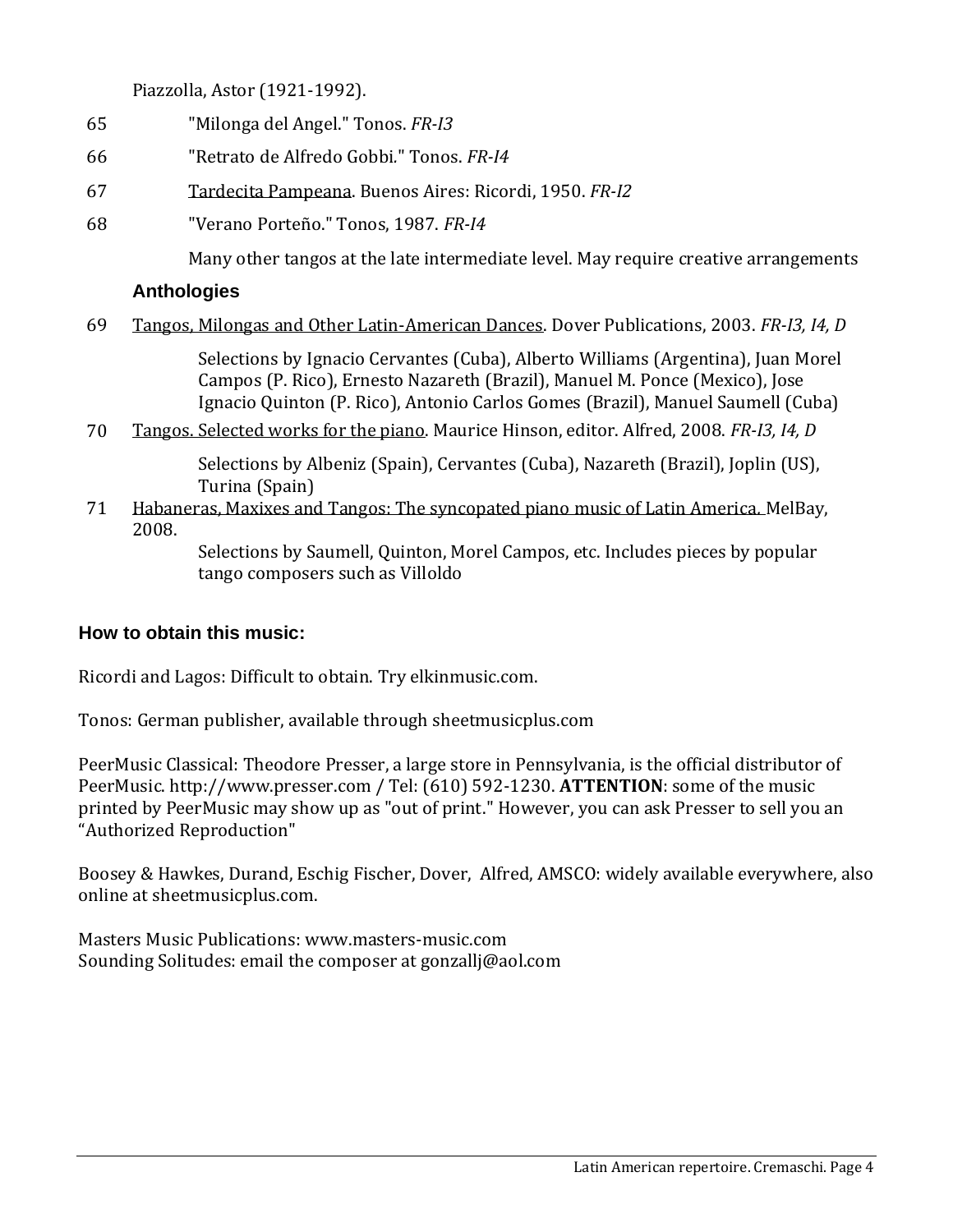Piazzolla, Astor (1921-1992).

65 "Milonga del Angel." Tonos. *FR-I3*

66 "Retrato de Alfredo Gobbi." Tonos. *FR-I4*

67 Tardecita Pampeana. Buenos Aires: Ricordi, 1950. *FR-I2*

68 "Verano Porteño." Tonos, 1987. *FR-I4*

Many other tangos at the late intermediate level. May require creative arrangements

### Anthologies

69 Tangos, Milongas and Other Latin-American Dances. Dover Publications, 2003. *FR-I3, I4, D*

Selections by Ignacio Cervantes (Cuba), Alberto Williams (Argentina), Juan Morel Campos (P. Rico), Ernesto Nazareth (Brazil), Manuel M. Ponce (Mexico), Jose Ignacio Quinton (P. Rico), Antonio Carlos Gomes (Brazil), Manuel Saumell (Cuba)

70 Tangos. Selected works for the piano. Maurice Hinson, editor. Alfred, 2008. *FR-I3, I4, D*

Selections by Albeniz (Spain), Cervantes (Cuba), Nazareth (Brazil), Joplin (US), Turina (Spain)

71 Habaneras, Maxixes and Tangos: The syncopated piano music of Latin America. MelBay, 2008.

Selections by Saumell, Quinton, Morel Campos, etc. Includes pieces by popular tango composers such as Villoldo

### How to obtain this music:

Ricordi and Lagos: Difficult to obtain. Try elkinmusic.com.

Tonos: German publisher, available through sheetmusicplus.com

PeerMusic Classical: Theodore Presser, a large store in Pennsylvania, is the official distributor of PeerMusic. http://www.presser.com / Tel: (610) 592-1230. **ATTENTION**: some of the music printed by PeerMusic may show up as "out of print." However, you can ask Presser to sell you an "Authorized Reproduction"

Boosey & Hawkes, Durand, Eschig Fischer, Dover, Alfred, AMSCO: widely available everywhere, also online at sheetmusicplus.com.

Masters Music Publications: www.masters-music.com
Sounding Solitudes: email the composer at gonzallj@aol.com